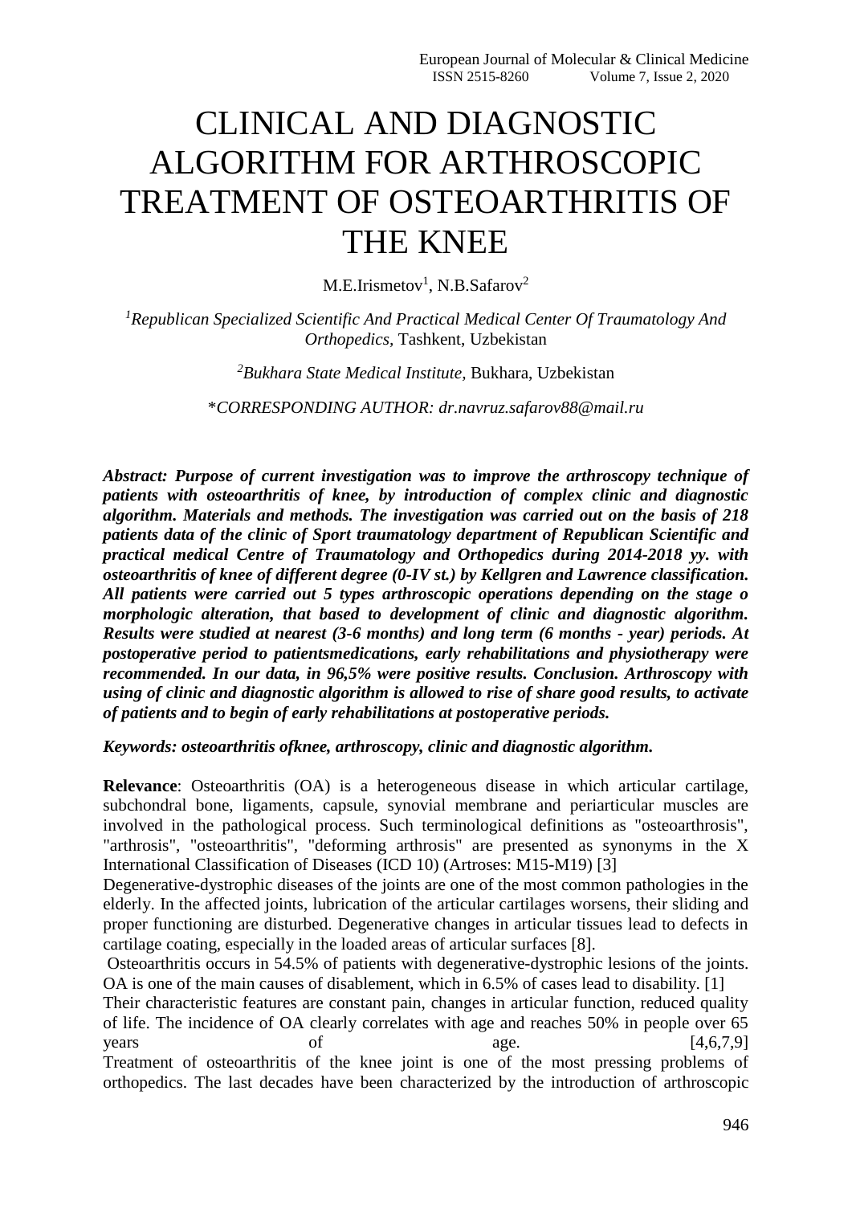# CLINICAL AND DIAGNOSTIC ALGORITHM FOR ARTHROSCOPIC TREATMENT OF OSTEOARTHRITIS OF THE KNEE

M.E.Irismetov[1], N.B.Safarov[2]

[1] *Republican Specialized Scientific And Practical Medical Center Of Traumatology And Orthopedics*, Tashkent, Uzbekistan

[2] *Bukhara State Medical Institute*, Bukhara, Uzbekistan

\**CORRESPONDING AUTHOR: dr.navruz.safarov88@mail.ru*

***Abstract: Purpose of current investigation was to improve the arthroscopy technique of patients with osteoarthritis of knee, by introduction of complex clinic and diagnostic algorithm. Materials and methods. The investigation was carried out on the basis of 218 patients data of the clinic of Sport traumatology department of Republican Scientific and practical medical Centre of Traumatology and Orthopedics during 2014-2018 yy. with osteoarthritis of knee of different degree (0-IV st.) by Kellgren and Lawrence classification. All patients were carried out 5 types arthroscopic operations depending on the stage o morphologic alteration, that based to development of clinic and diagnostic algorithm. Results were studied at nearest (3-6 months) and long term (6 months - year) periods. At postoperative period to patientsmedications, early rehabilitations and physiotherapy were recommended. In our data, in 96,5% were positive results. Conclusion. Arthroscopy with using of clinic and diagnostic algorithm is allowed to rise of share good results, to activate of patients and to begin of early rehabilitations at postoperative periods.***

***Keywords: osteoarthritis ofknee, arthroscopy, clinic and diagnostic algorithm.***

**Relevance**: Osteoarthritis (OA) is a heterogeneous disease in which articular cartilage, subchondral bone, ligaments, capsule, synovial membrane and periarticular muscles are involved in the pathological process. Such terminological definitions as "osteoarthrosis", "arthrosis", "osteoarthritis", "deforming arthrosis" are presented as synonyms in the X International Classification of Diseases (ICD 10) (Artroses: M15-M19) [3]

Degenerative-dystrophic diseases of the joints are one of the most common pathologies in the elderly. In the affected joints, lubrication of the articular cartilages worsens, their sliding and proper functioning are disturbed. Degenerative changes in articular tissues lead to defects in cartilage coating, especially in the loaded areas of articular surfaces [8].

Osteoarthritis occurs in 54.5% of patients with degenerative-dystrophic lesions of the joints. OA is one of the main causes of disablement, which in 6.5% of cases lead to disability. [1]

Their characteristic features are constant pain, changes in articular function, reduced quality of life. The incidence of OA clearly correlates with age and reaches 50% in people over 65 years of age. [4,6,7,9]

Treatment of osteoarthritis of the knee joint is one of the most pressing problems of orthopedics. The last decades have been characterized by the introduction of arthroscopic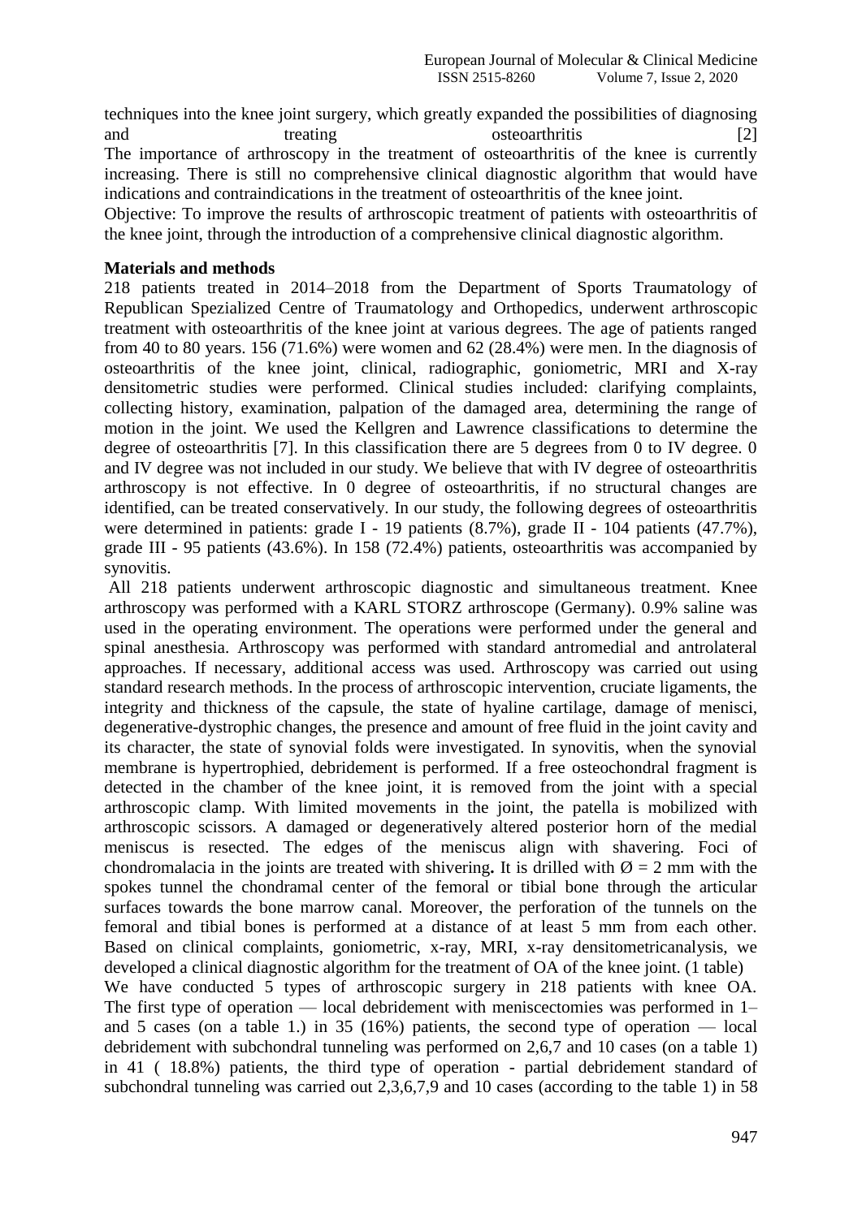techniques into the knee joint surgery, which greatly expanded the possibilities of diagnosing and treating osteoarthritis [2]
The importance of arthroscopy in the treatment of osteoarthritis of the knee is currently increasing. There is still no comprehensive clinical diagnostic algorithm that would have indications and contraindications in the treatment of osteoarthritis of the knee joint.
Objective: To improve the results of arthroscopic treatment of patients with osteoarthritis of the knee joint, through the introduction of a comprehensive clinical diagnostic algorithm.

**Materials and methods**

218 patients treated in 2014–2018 from the Department of Sports Traumatology of Republican Spezialized Centre of Traumatology and Orthopedics, underwent arthroscopic treatment with osteoarthritis of the knee joint at various degrees. The age of patients ranged from 40 to 80 years. 156 (71.6%) were women and 62 (28.4%) were men. In the diagnosis of osteoarthritis of the knee joint, clinical, radiographic, goniometric, MRI and X-ray densitometric studies were performed. Clinical studies included: clarifying complaints, collecting history, examination, palpation of the damaged area, determining the range of motion in the joint. We used the Kellgren and Lawrence classifications to determine the degree of osteoarthritis [7]. In this classification there are 5 degrees from 0 to IV degree. 0 and IV degree was not included in our study. We believe that with IV degree of osteoarthritis arthroscopy is not effective. In 0 degree of osteoarthritis, if no structural changes are identified, can be treated conservatively. In our study, the following degrees of osteoarthritis were determined in patients: grade I - 19 patients (8.7%), grade II - 104 patients (47.7%), grade III - 95 patients (43.6%). In 158 (72.4%) patients, osteoarthritis was accompanied by synovitis.

All 218 patients underwent arthroscopic diagnostic and simultaneous treatment. Knee arthroscopy was performed with a KARL STORZ arthroscope (Germany). 0.9% saline was used in the operating environment. The operations were performed under the general and spinal anesthesia. Arthroscopy was performed with standard antromedial and antrolateral approaches. If necessary, additional access was used. Arthroscopy was carried out using standard research methods. In the process of arthroscopic intervention, cruciate ligaments, the integrity and thickness of the capsule, the state of hyaline cartilage, damage of menisci, degenerative-dystrophic changes, the presence and amount of free fluid in the joint cavity and its character, the state of synovial folds were investigated. In synovitis, when the synovial membrane is hypertrophied, debridement is performed. If a free osteochondral fragment is detected in the chamber of the knee joint, it is removed from the joint with a special arthroscopic clamp. With limited movements in the joint, the patella is mobilized with arthroscopic scissors. A damaged or degeneratively altered posterior horn of the medial meniscus is resected. The edges of the meniscus align with shavering. Foci of chondromalacia in the joints are treated with shivering**.** It is drilled with $Ø = 2$ mm with the spokes tunnel the chondramal center of the femoral or tibial bone through the articular surfaces towards the bone marrow canal. Moreover, the perforation of the tunnels on the femoral and tibial bones is performed at a distance of at least 5 mm from each other. Based on clinical complaints, goniometric, x-ray, MRI, x-ray densitometricanalysis, we developed a clinical diagnostic algorithm for the treatment of OA of the knee joint. (1 table)

We have conducted 5 types of arthroscopic surgery in 218 patients with knee OA. The first type of operation — local debridement with meniscectomies was performed in 1– and 5 cases (on a table 1.) in 35 (16%) patients, the second type of operation — local debridement with subchondral tunneling was performed on 2,6,7 and 10 cases (on a table 1) in 41 ( 18.8%) patients, the third type of operation - partial debridement standard of subchondral tunneling was carried out 2,3,6,7,9 and 10 cases (according to the table 1) in 58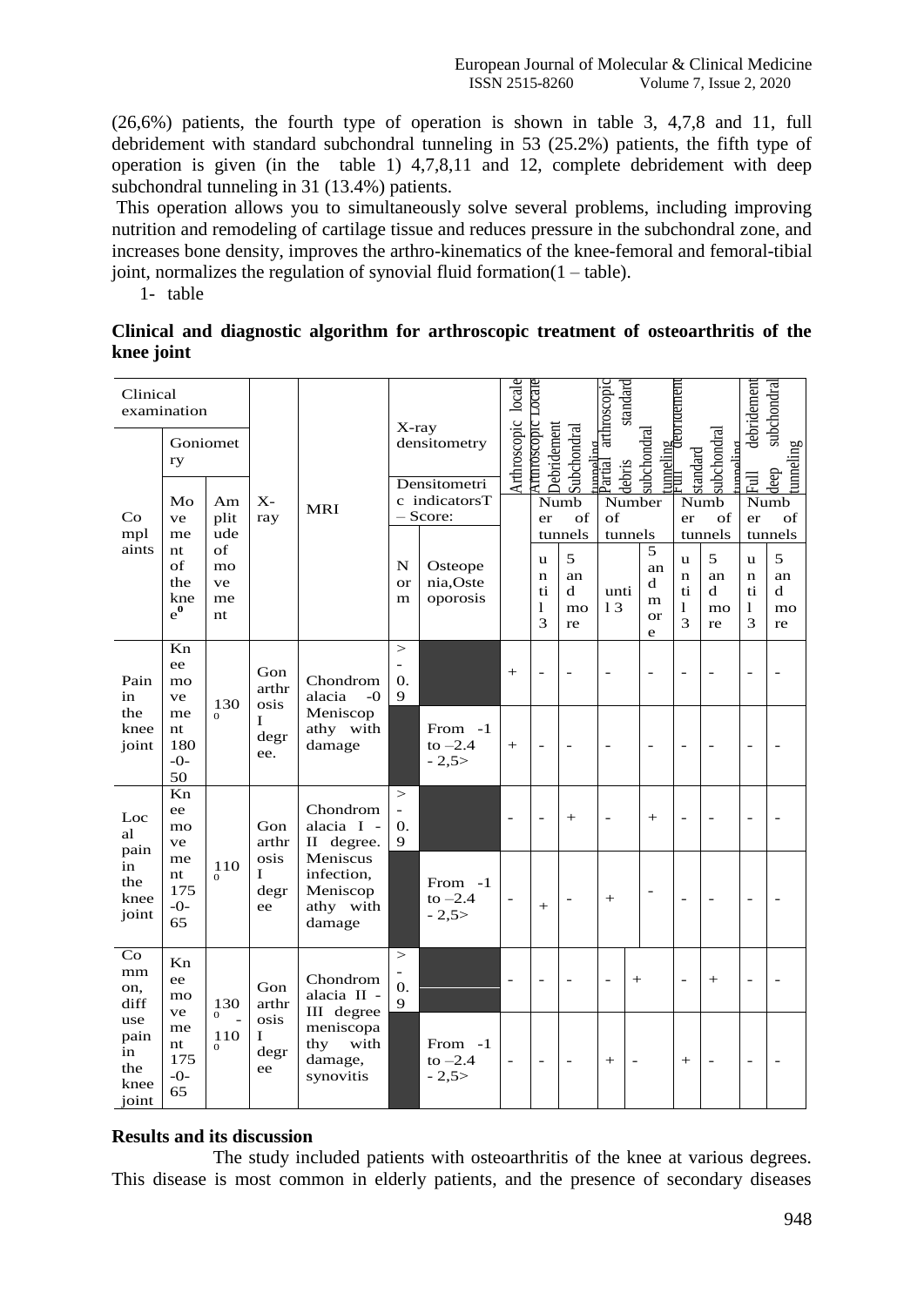(26,6%) patients, the fourth type of operation is shown in table 3, 4,7,8 and 11, full debridement with standard subchondral tunneling in 53 (25.2%) patients, the fifth type of operation is given (in the table 1) 4,7,8,11 and 12, complete debridement with deep subchondral tunneling in 31 (13.4%) patients.

This operation allows you to simultaneously solve several problems, including improving nutrition and remodeling of cartilage tissue and reduces pressure in the subchondral zone, and increases bone density, improves the arthro-kinematics of the knee-femoral and femoral-tibial joint, normalizes the regulation of synovial fluid formation(1 – table).

1- table

**Clinical and diagnostic algorithm for arthroscopic treatment of osteoarthritis of the knee joint**

| Clinical examination | | | X-ray | MRI | X-ray densitometry | | Arthroscopic locale | Arthroscopic Locale Debridement Subchondral tunneling | | Partial arthroscopic debris standard subchondral tunneling | | Full debridement standard subchondral tunneling | | Full debridement deep subchondral tunneling | |
|---|---|---|---|---|---|---|---|---|---|---|---|---|---|---|---|
| Complaints | Goniometry | | | | Densitometric indicatorsT – Score: | | | Number of tunnels | | Number of tunnels | | Number of tunnels | | Number of tunnels | |
| | Movement of the knee° | Amplitude of movement | | | Norm | Osteopenia, Osteoporosis | | until 3 | 5 and more | until 3 | 5 and more | until 3 | 5 and more | until 3 | 5 and more |
| Pain in the knee joint | Knee movement 180-0-50 | 130° | Gonarthrosis I degree. | Chondromalacia -0 Meniscopathy with damage | >-0.9 | | + | - | - | - | - | - | - | - | - |
| | | | | | | From -1 to -2.4 - 2,5> | + | - | - | - | - | - | - | - | - |
| Local pain in the knee joint | Knee movement 175-0-65 | 110° | Gonarthrosis I degree | Chondromalacia I - II degree. Meniscus infection, Meniscopathy with damage | >-0.9 | | - | - | + | - | + | - | - | - | - |
| | | | | | | From -1 to -2.4 - 2,5> | - | + | - | + | - | - | - | - | - |
| Common, diffuse pain in the knee joint | Knee movement 175-0-65 | 130° - 110° | Gonarthrosis I degree | Chondromalacia II - III degree meniscopathy with damage, synovitis | >-0.9 | | - | - | - | - | + | - | + | - | - |
| | | | | | | From -1 to -2.4 - 2,5> | - | - | - | + | - | + | - | - | - |

**Results and its discussion**

The study included patients with osteoarthritis of the knee at various degrees. This disease is most common in elderly patients, and the presence of secondary diseases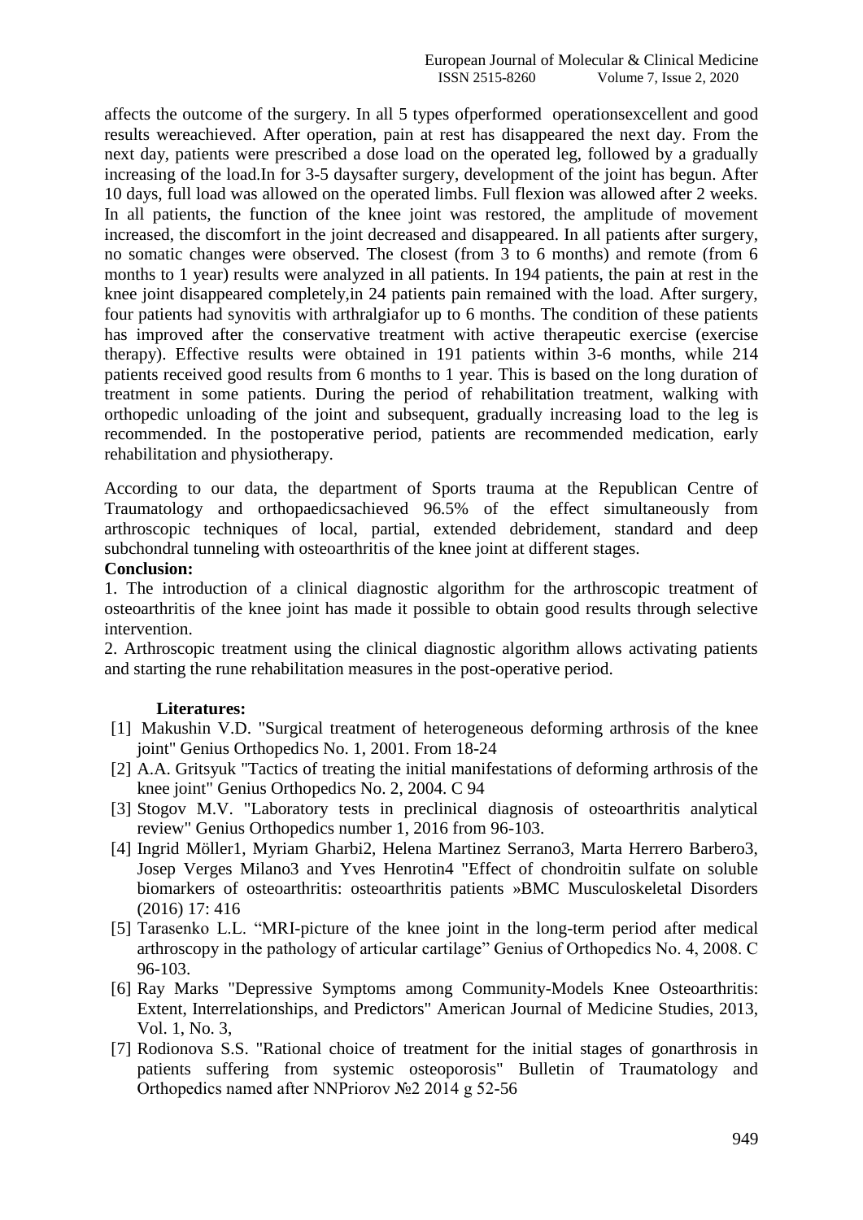affects the outcome of the surgery. In all 5 types ofperformed operationsexcellent and good results wereachieved. After operation, pain at rest has disappeared the next day. From the next day, patients were prescribed a dose load on the operated leg, followed by a gradually increasing of the load.In for 3-5 daysafter surgery, development of the joint has begun. After 10 days, full load was allowed on the operated limbs. Full flexion was allowed after 2 weeks. In all patients, the function of the knee joint was restored, the amplitude of movement increased, the discomfort in the joint decreased and disappeared. In all patients after surgery, no somatic changes were observed. The closest (from 3 to 6 months) and remote (from 6 months to 1 year) results were analyzed in all patients. In 194 patients, the pain at rest in the knee joint disappeared completely,in 24 patients pain remained with the load. After surgery, four patients had synovitis with arthralgiafor up to 6 months. The condition of these patients has improved after the conservative treatment with active therapeutic exercise (exercise therapy). Effective results were obtained in 191 patients within 3-6 months, while 214 patients received good results from 6 months to 1 year. This is based on the long duration of treatment in some patients. During the period of rehabilitation treatment, walking with orthopedic unloading of the joint and subsequent, gradually increasing load to the leg is recommended. In the postoperative period, patients are recommended medication, early rehabilitation and physiotherapy.

According to our data, the department of Sports trauma at the Republican Centre of Traumatology and orthopaedicsachieved 96.5% of the effect simultaneously from arthroscopic techniques of local, partial, extended debridement, standard and deep subchondral tunneling with osteoarthritis of the knee joint at different stages.

**Conclusion:**

1. The introduction of a clinical diagnostic algorithm for the arthroscopic treatment of osteoarthritis of the knee joint has made it possible to obtain good results through selective intervention.
2. Arthroscopic treatment using the clinical diagnostic algorithm allows activating patients and starting the rune rehabilitation measures in the post-operative period.

**Literatures:**

[1] Makushin V.D. "Surgical treatment of heterogeneous deforming arthrosis of the knee joint" Genius Orthopedics No. 1, 2001. From 18-24

[2] A.A. Gritsyuk "Tactics of treating the initial manifestations of deforming arthrosis of the knee joint" Genius Orthopedics No. 2, 2004. C 94

[3] Stogov M.V. "Laboratory tests in preclinical diagnosis of osteoarthritis analytical review" Genius Orthopedics number 1, 2016 from 96-103.

[4] Ingrid Möller1, Myriam Gharbi2, Helena Martinez Serrano3, Marta Herrero Barbero3, Josep Verges Milano3 and Yves Henrotin4 "Effect of chondroitin sulfate on soluble biomarkers of osteoarthritis: osteoarthritis patients »BMC Musculoskeletal Disorders (2016) 17: 416

[5] Tarasenko L.L. "MRI-picture of the knee joint in the long-term period after medical arthroscopy in the pathology of articular cartilage" Genius of Orthopedics No. 4, 2008. C 96-103.

[6] Ray Marks "Depressive Symptoms among Community-Models Knee Osteoarthritis: Extent, Interrelationships, and Predictors" American Journal of Medicine Studies, 2013, Vol. 1, No. 3,

[7] Rodionova S.S. "Rational choice of treatment for the initial stages of gonarthrosis in patients suffering from systemic osteoporosis" Bulletin of Traumatology and Orthopedics named after NNPriorov №2 2014 g 52-56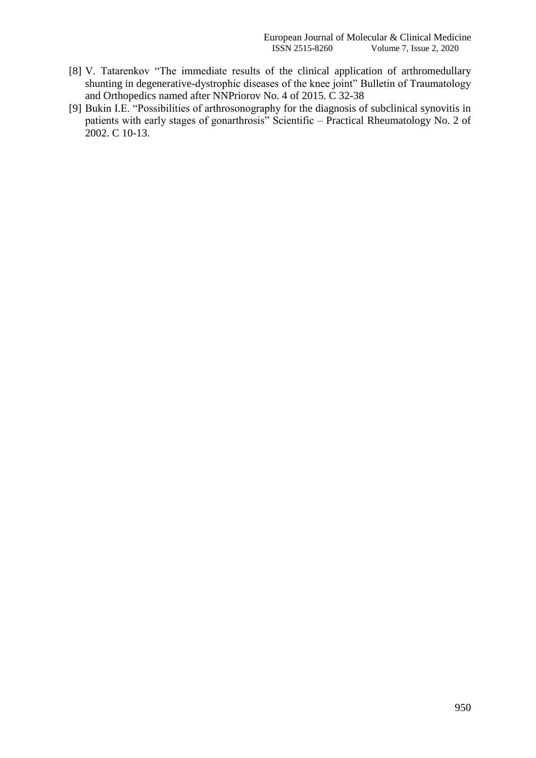[8] V. Tatarenkov "The immediate results of the clinical application of arthromedullary shunting in degenerative-dystrophic diseases of the knee joint" Bulletin of Traumatology and Orthopedics named after NNPriorov No. 4 of 2015. C 32-38

[9] Bukin I.E. "Possibilities of arthrosonography for the diagnosis of subclinical synovitis in patients with early stages of gonarthrosis" Scientific – Practical Rheumatology No. 2 of 2002. C 10-13.